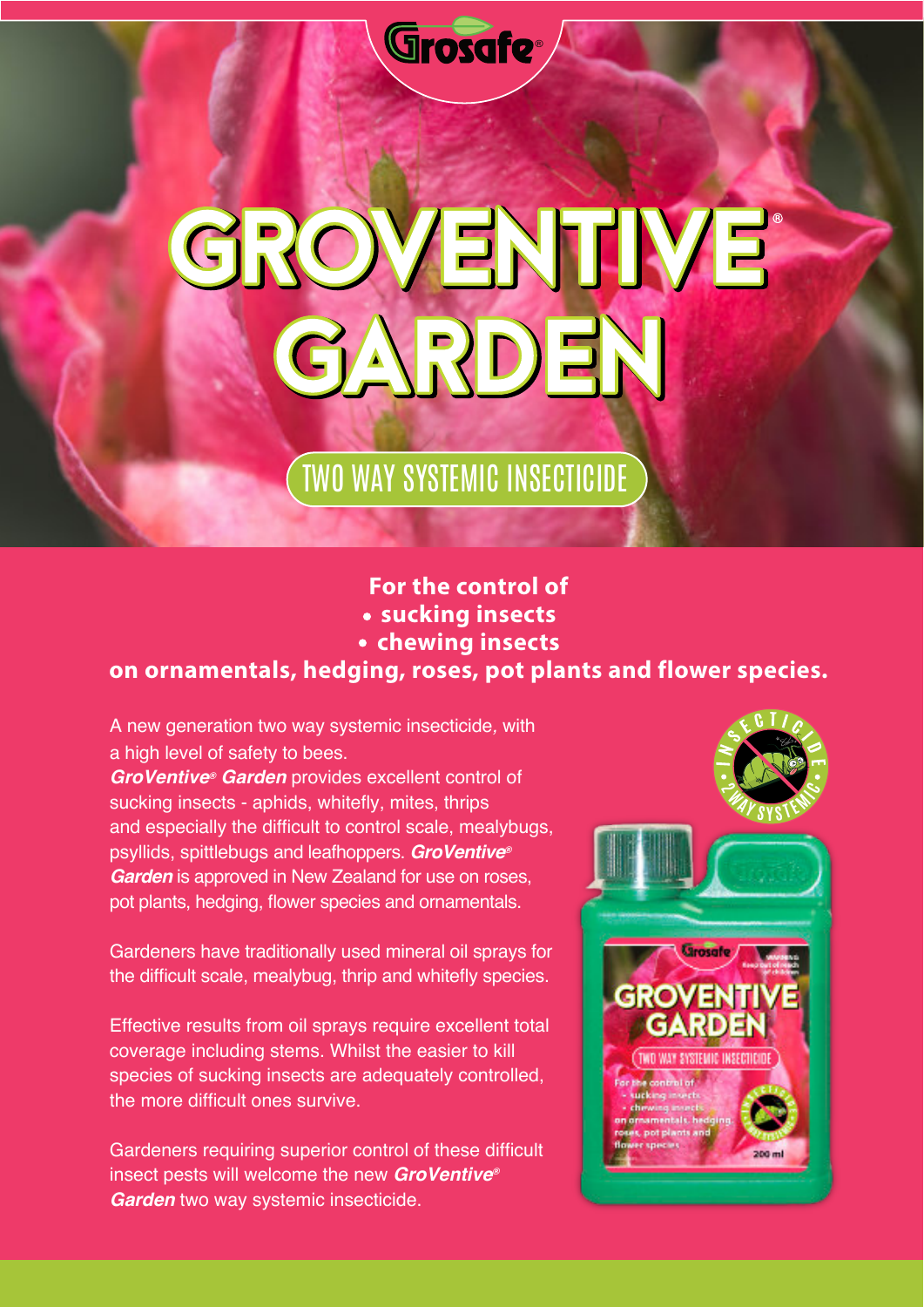Grosafe®

# GROVENTIVE® GARDEN

## TWO WAY SYSTEMIC INSECTICIDE

**For the control of**

- **sucking insects**
- **chewing insects**

**on ornamentals, hedging, roses, pot plants and flower species.**

A new generation two way systemic insecticide, with a high level of safety to bees.

***GroVentive® Garden*** provides excellent control of sucking insects - aphids, whitefly, mites, thrips and especially the difficult to control scale, mealybugs, psyllids, spittlebugs and leafhoppers. ***GroVentive® Garden*** is approved in New Zealand for use on roses, pot plants, hedging, flower species and ornamentals.

Gardeners have traditionally used mineral oil sprays for the difficult scale, mealybug, thrip and whitefly species.

Effective results from oil sprays require excellent total coverage including stems. Whilst the easier to kill species of sucking insects are adequately controlled, the more difficult ones survive.

Gardeners requiring superior control of these difficult insect pests will welcome the new ***GroVentive® Garden*** two way systemic insecticide.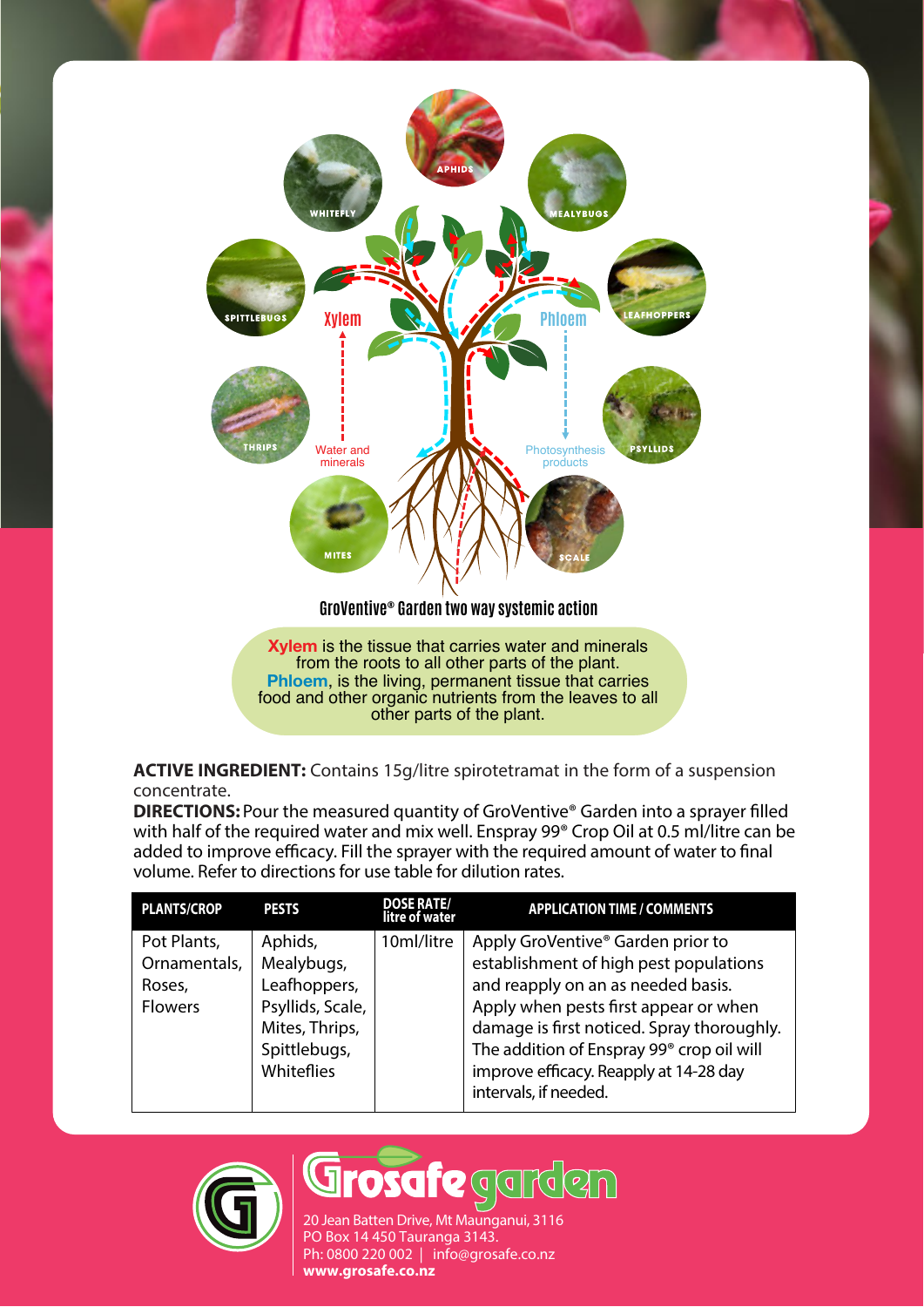APHIDS

WHITEFLY

MEALYBUGS

SPITTLEBUGS

LEAFHOPPERS

Xylem

Phloem

THRIPS

Water and minerals

Photosynthesis products

PSYLLIDS

MITES

SCALE

**GroVentive® Garden two way systemic action**

**Xylem** is the tissue that carries water and minerals from the roots to all other parts of the plant.
**Phloem**, is the living, permanent tissue that carries food and other organic nutrients from the leaves to all other parts of the plant.

**ACTIVE INGREDIENT:** Contains 15g/litre spirotetramat in the form of a suspension concentrate.

**DIRECTIONS:** Pour the measured quantity of GroVentive® Garden into a sprayer filled with half of the required water and mix well. Enspray 99® Crop Oil at 0.5 ml/litre can be added to improve efficacy. Fill the sprayer with the required amount of water to final volume. Refer to directions for use table for dilution rates.

| PLANTS/CROP | PESTS | DOSE RATE/ litre of water | APPLICATION TIME / COMMENTS |
|---|---|---|---|
| Pot Plants, Ornamentals, Roses, Flowers | Aphids, Mealybugs, Leafhoppers, Psyllids, Scale, Mites, Thrips, Spittlebugs, Whiteflies | 10ml/litre | Apply GroVentive® Garden prior to establishment of high pest populations and reapply on an as needed basis. Apply when pests first appear or when damage is first noticed. Spray thoroughly. The addition of Enspray 99® crop oil will improve efficacy. Reapply at 14-28 day intervals, if needed. |

Grosafe garden

20 Jean Batten Drive, Mt Maunganui, 3116
PO Box 14 450 Tauranga 3143.
Ph: 0800 220 002 | info@grosafe.co.nz
**www.grosafe.co.nz**